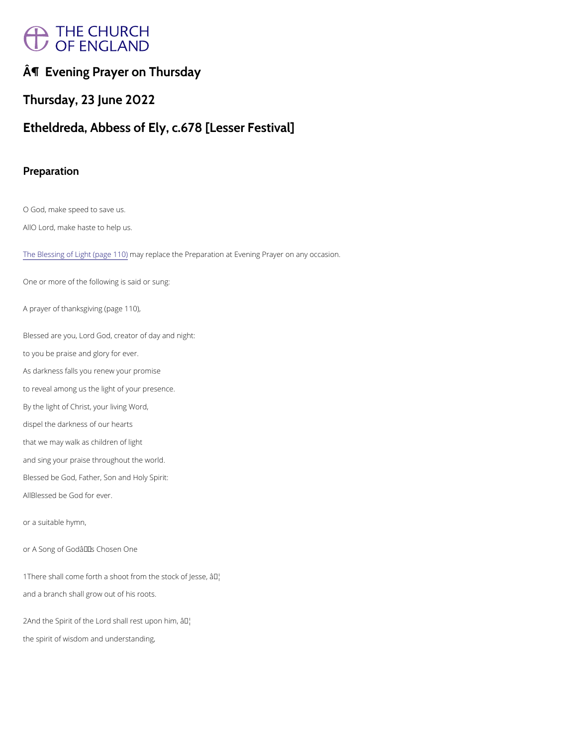# Â¶ Evening Prayer on Thursday

## Thursday, 23 June 2022

## Etheldreda, Abbess of Ely, c.678 [Lesser Festival]

### Preparation

O God, make speed to save us.

AllO Lord, make haste to help us.

The Blessing of Light (page 110) may replace the Preparation at Evening Prayer on any occasion.

One or more of the following is said or sung:

A prayer of thanksgiving (page 110),

Blessed are you, Lord God, creator of day and night:

to you be praise and glory for ever.

As darkness falls you renew your promise

to reveal among us the light of your presence.

By the light of Christ, your living Word,

dispel the darkness of our hearts

that we may walk as children of light

and sing your praise throughout the world.

Blessed be God, Father, Son and Holy Spirit:

AllBlessed be God for ever.

or a suitable hymn,

or A Song of Godâs Chosen One

1There shall come forth a shoot from the stock of Jesse, â¦

and a branch shall grow out of his roots.

2And the Spirit of the Lord shall rest upon him, â¦

the spirit of wisdom and understanding,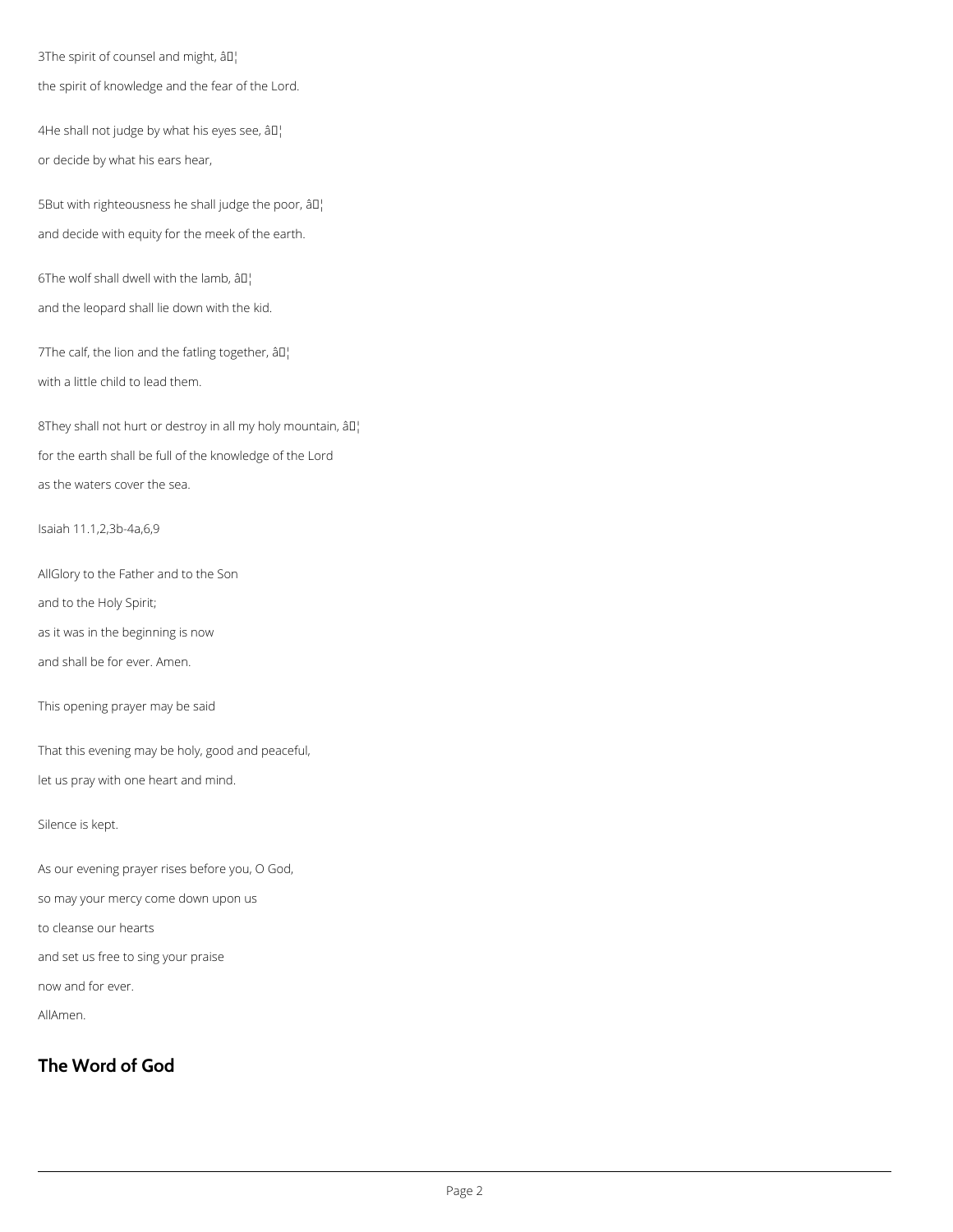3The spirit of counsel and might, â¦

the spirit of knowledge and the fear of the Lord.

4He shall not judge by what his eyes see, â¦

or decide by what his ears hear,

5But with righteousness he shall judge the poor, â¦

and decide with equity for the meek of the earth.

6The wolf shall dwell with the lamb, â¦

and the leopard shall lie down with the kid.

7The calf, the lion and the fatling together, â¦

with a little child to lead them.

8They shall not hurt or destroy in all my holy mountain, â¦

for the earth shall be full of the knowledge of the Lord

as the waters cover the sea.

Isaiah 11.1,2,3b-4a,6,9

AllGlory to the Father and to the Son

and to the Holy Spirit;

as it was in the beginning is now

and shall be for ever. Amen.

This opening prayer may be said

That this evening may be holy, good and peaceful,

let us pray with one heart and mind.

Silence is kept.

As our evening prayer rises before you, O God,

so may your mercy come down upon us

to cleanse our hearts

and set us free to sing your praise

now and for ever.

AllAmen.

## The Word of God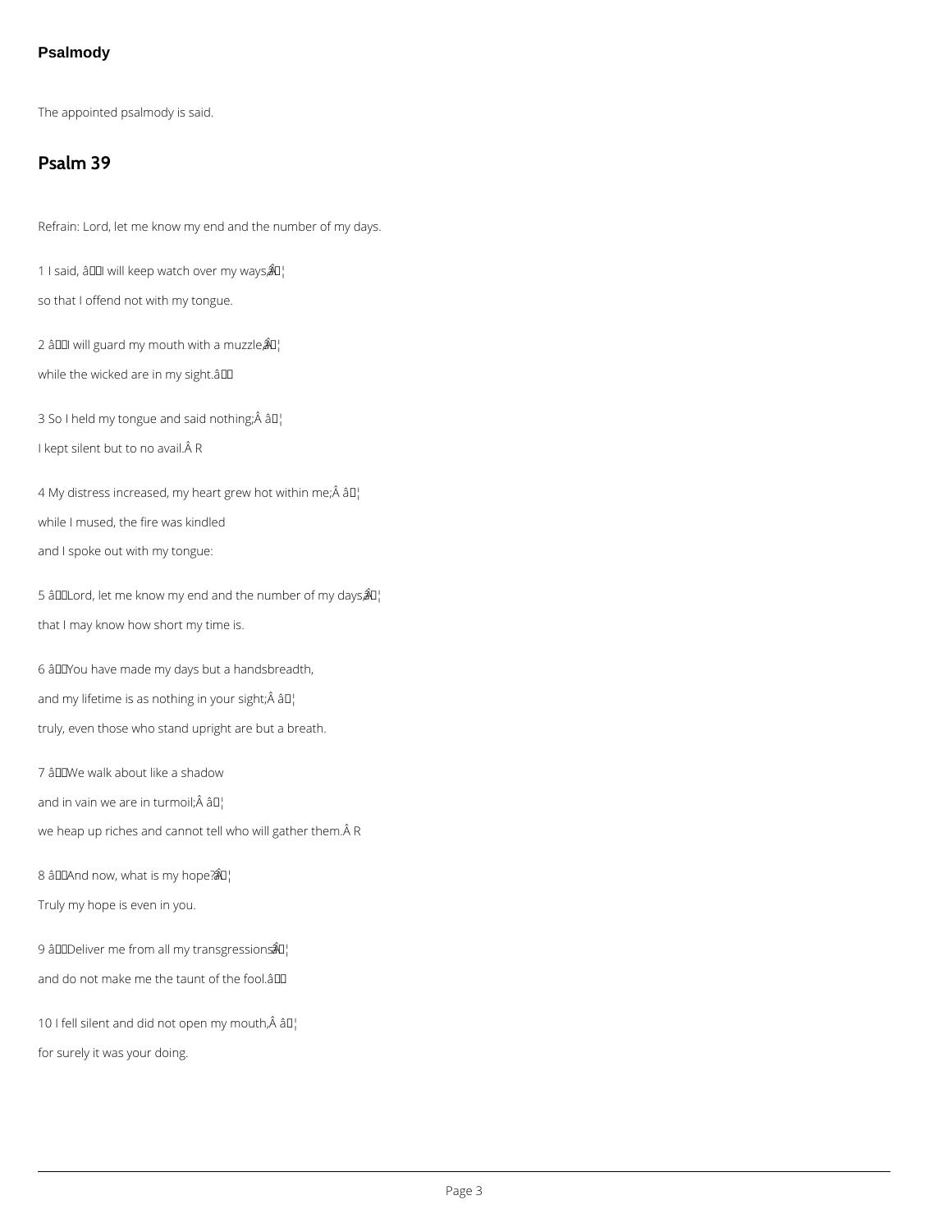### Psalmody

The appointed psalmody is said.

## Psalm 39

Refrain: Lord, let me know my end and the number of my days.

1 I said, “I will keep watch over my ways, ♦

so that I offend not with my tongue.

2 “I will guard my mouth with a muzzle, ♦

while the wicked are in my sight.”

3 So I held my tongue and said nothing; ♦

I kept silent but to no avail. R

4 My distress increased, my heart grew hot within me; ♦

while I mused, the fire was kindled

and I spoke out with my tongue:

5 “Lord, let me know my end and the number of my days, ♦

that I may know how short my time is.

6 “You have made my days but a handsbreadth,

and my lifetime is as nothing in your sight; ♦

truly, even those who stand upright are but a breath.

7 “We walk about like a shadow

and in vain we are in turmoil; ♦

we heap up riches and cannot tell who will gather them. R

8 “And now, what is my hope? ♦

Truly my hope is even in you.

9 “Deliver me from all my transgressions ♦

and do not make me the taunt of the fool.”

10 I fell silent and did not open my mouth, ♦

for surely it was your doing.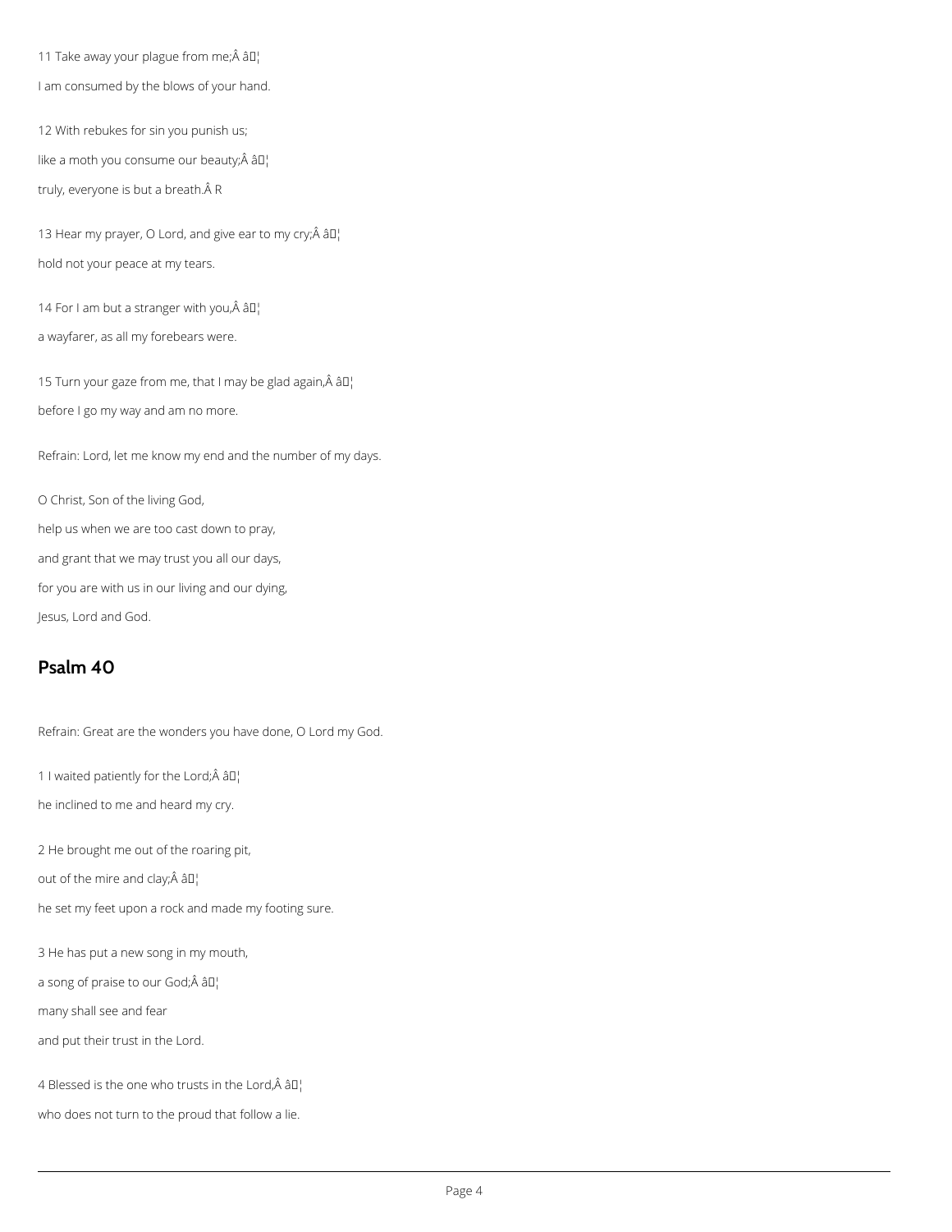11 Take away your plague from me;Â â¦

I am consumed by the blows of your hand.

12 With rebukes for sin you punish us;

like a moth you consume our beauty;Â â¦

truly, everyone is but a breath.Â R

13 Hear my prayer, O Lord, and give ear to my cry;Â â¦

hold not your peace at my tears.

14 For I am but a stranger with you,Â â¦

a wayfarer, as all my forebears were.

15 Turn your gaze from me, that I may be glad again,Â â¦

before I go my way and am no more.

Refrain: Lord, let me know my end and the number of my days.

O Christ, Son of the living God,

help us when we are too cast down to pray,

and grant that we may trust you all our days,

for you are with us in our living and our dying,

Jesus, Lord and God.

## Psalm 40

Refrain: Great are the wonders you have done, O Lord my God.

1 I waited patiently for the Lord;Â â¦

he inclined to me and heard my cry.

2 He brought me out of the roaring pit,

out of the mire and clay;Â â¦

he set my feet upon a rock and made my footing sure.

3 He has put a new song in my mouth,

a song of praise to our God;Â â¦

many shall see and fear

and put their trust in the Lord.

4 Blessed is the one who trusts in the Lord,Â â¦

who does not turn to the proud that follow a lie.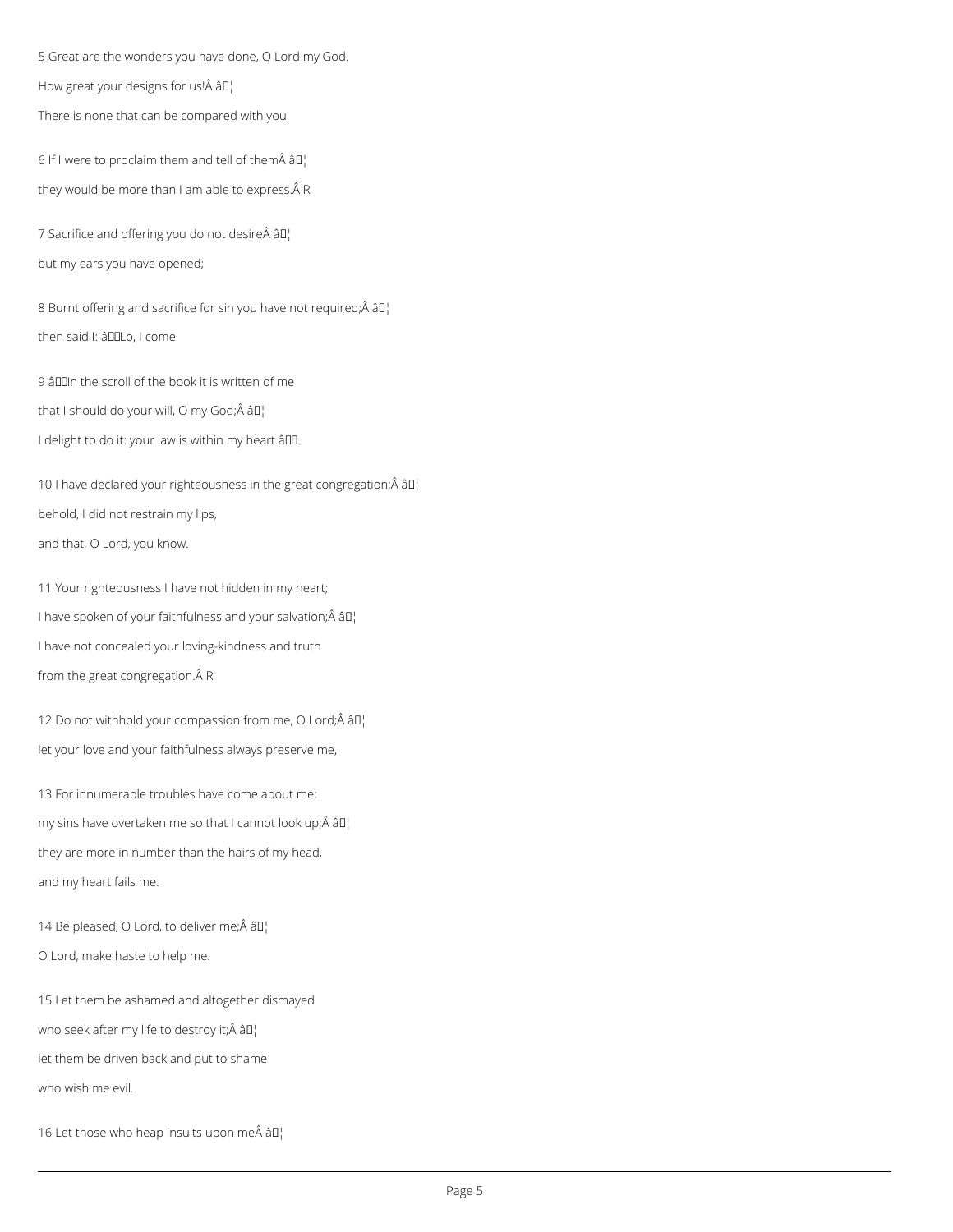5 Great are the wonders you have done, O Lord my God.

How great your designs for us!Â â¦

There is none that can be compared with you.

6 If I were to proclaim them and tell of themÂ â¦

they would be more than I am able to express.Â R

7 Sacrifice and offering you do not desireÂ â¦

but my ears you have opened;

8 Burnt offering and sacrifice for sin you have not required;Â â¦

then said I: âLo, I come.

9 âIn the scroll of the book it is written of me

that I should do your will, O my God;Â â¦

I delight to do it: your law is within my heart.â

10 I have declared your righteousness in the great congregation;Â â¦

behold, I did not restrain my lips,

and that, O Lord, you know.

11 Your righteousness I have not hidden in my heart;

I have spoken of your faithfulness and your salvation;Â â¦

I have not concealed your loving-kindness and truth

from the great congregation.Â R

12 Do not withhold your compassion from me, O Lord;Â â¦

let your love and your faithfulness always preserve me,

13 For innumerable troubles have come about me;

my sins have overtaken me so that I cannot look up;Â â¦

they are more in number than the hairs of my head,

and my heart fails me.

14 Be pleased, O Lord, to deliver me;Â â¦

O Lord, make haste to help me.

15 Let them be ashamed and altogether dismayed

who seek after my life to destroy it;Â â¦

let them be driven back and put to shame

who wish me evil.

16 Let those who heap insults upon meÂ â¦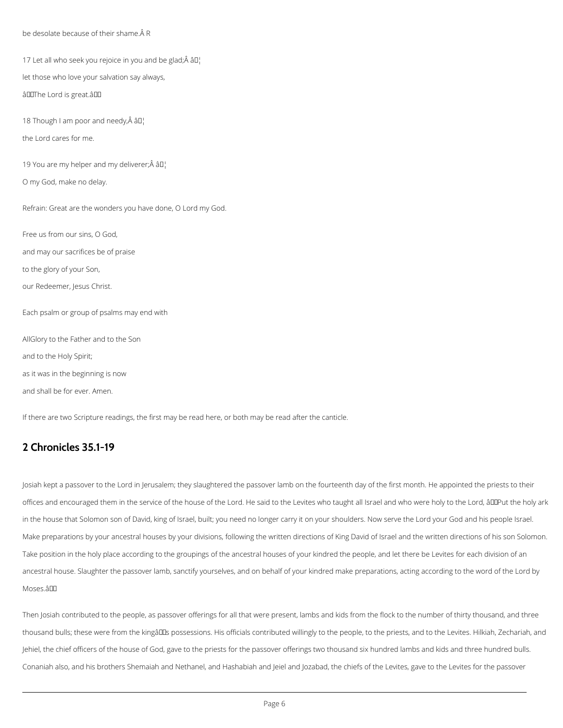be desolate because of their shame.Â R

17 Let all who seek you rejoice in you and be glad;Â â¦

let those who love your salvation say always,

âThe Lord is great.â

18 Though I am poor and needy,Â â¦

the Lord cares for me.

19 You are my helper and my deliverer;Â â¦

O my God, make no delay.

Refrain: Great are the wonders you have done, O Lord my God.

Free us from our sins, O God,

and may our sacrifices be of praise

to the glory of your Son,

our Redeemer, Jesus Christ.

Each psalm or group of psalms may end with

AllGlory to the Father and to the Son

and to the Holy Spirit;

as it was in the beginning is now

and shall be for ever. Amen.

If there are two Scripture readings, the first may be read here, or both may be read after the canticle.

## 2 Chronicles 35.1-19

Josiah kept a passover to the Lord in Jerusalem; they slaughtered the passover lamb on the fourteenth day of the first month. He appointed the priests to their offices and encouraged them in the service of the house of the Lord. He said to the Levites who taught all Israel and who were holy to the Lord, âPut the holy ark in the house that Solomon son of David, king of Israel, built; you need no longer carry it on your shoulders. Now serve the Lord your God and his people Israel. Make preparations by your ancestral houses by your divisions, following the written directions of King David of Israel and the written directions of his son Solomon. Take position in the holy place according to the groupings of the ancestral houses of your kindred the people, and let there be Levites for each division of an ancestral house. Slaughter the passover lamb, sanctify yourselves, and on behalf of your kindred make preparations, acting according to the word of the Lord by Moses.â

Then Josiah contributed to the people, as passover offerings for all that were present, lambs and kids from the flock to the number of thirty thousand, and three thousand bulls; these were from the kingâs possessions. His officials contributed willingly to the people, to the priests, and to the Levites. Hilkiah, Zechariah, and Jehiel, the chief officers of the house of God, gave to the priests for the passover offerings two thousand six hundred lambs and kids and three hundred bulls. Conaniah also, and his brothers Shemaiah and Nethanel, and Hashabiah and Jeiel and Jozabad, the chiefs of the Levites, gave to the Levites for the passover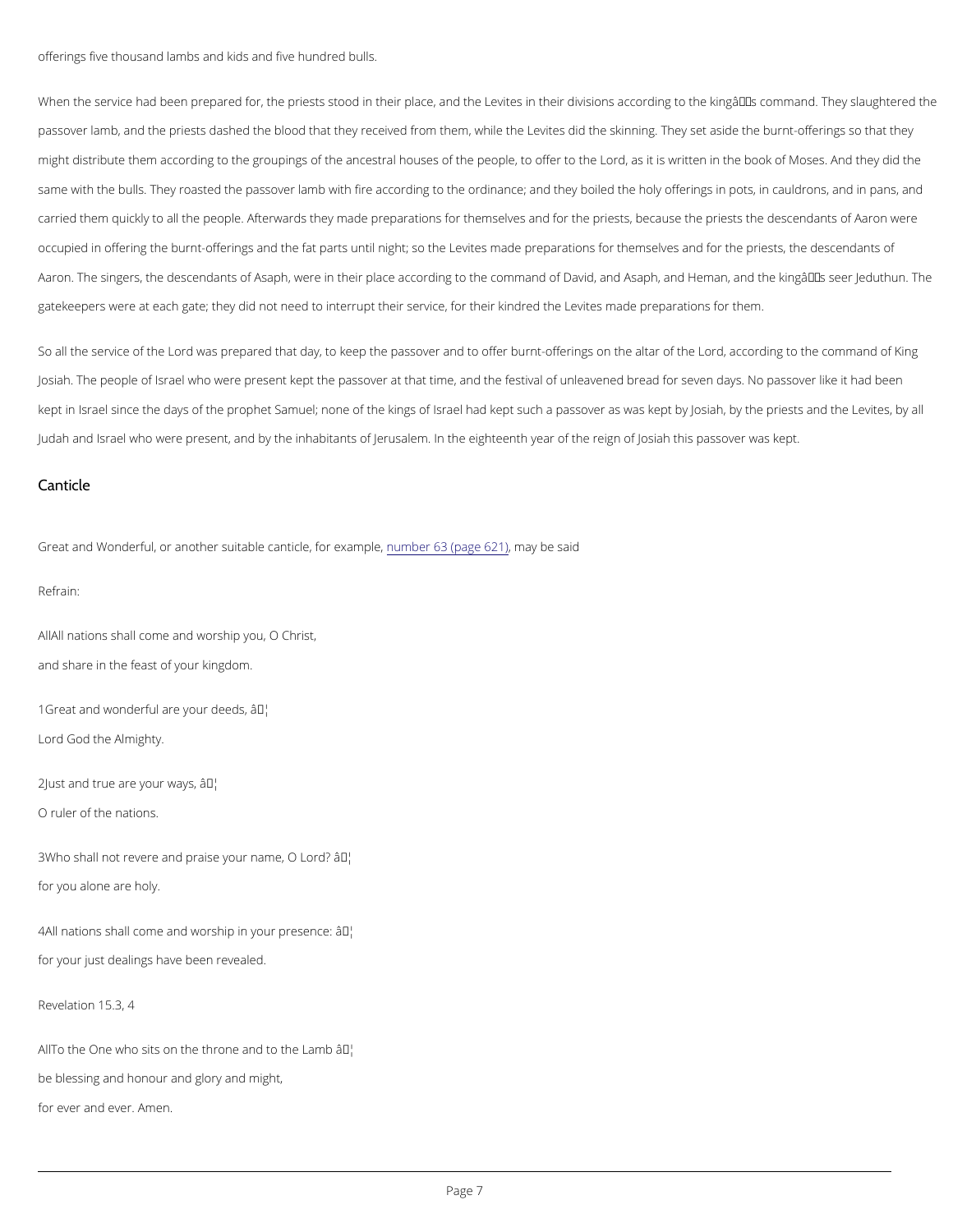offerings five thousand lambs and kids and five hundred bulls.

When the service had been prepared for, the priests stood in their place, and the Levites in their divisions according to the kingâs command. They slaughtered the passover lamb, and the priests dashed the blood that they received from them, while the Levites did the skinning. They set aside the burnt-offerings so that they might distribute them according to the groupings of the ancestral houses of the people, to offer to the Lord, as it is written in the book of Moses. And they did the same with the bulls. They roasted the passover lamb with fire according to the ordinance; and they boiled the holy offerings in pots, in cauldrons, and in pans, and carried them quickly to all the people. Afterwards they made preparations for themselves and for the priests, because the priests the descendants of Aaron were occupied in offering the burnt-offerings and the fat parts until night; so the Levites made preparations for themselves and for the priests, the descendants of Aaron. The singers, the descendants of Asaph, were in their place according to the command of David, and Asaph, and Heman, and the kingâs seer Jeduthun. The gatekeepers were at each gate; they did not need to interrupt their service, for their kindred the Levites made preparations for them.

So all the service of the Lord was prepared that day, to keep the passover and to offer burnt-offerings on the altar of the Lord, according to the command of King Josiah. The people of Israel who were present kept the passover at that time, and the festival of unleavened bread for seven days. No passover like it had been kept in Israel since the days of the prophet Samuel; none of the kings of Israel had kept such a passover as was kept by Josiah, by the priests and the Levites, by all Judah and Israel who were present, and by the inhabitants of Jerusalem. In the eighteenth year of the reign of Josiah this passover was kept.

## Canticle

Great and Wonderful, or another suitable canticle, for example, number 63 (page 621), may be said

Refrain:

AllAll nations shall come and worship you, O Christ,

and share in the feast of your kingdom.

1Great and wonderful are your deeds, â¦

Lord God the Almighty.

2Just and true are your ways, â¦

O ruler of the nations.

3Who shall not revere and praise your name, O Lord? â¦

for you alone are holy.

4All nations shall come and worship in your presence: â¦

for your just dealings have been revealed.

Revelation 15.3, 4

AllTo the One who sits on the throne and to the Lamb â¦

be blessing and honour and glory and might,

for ever and ever. Amen.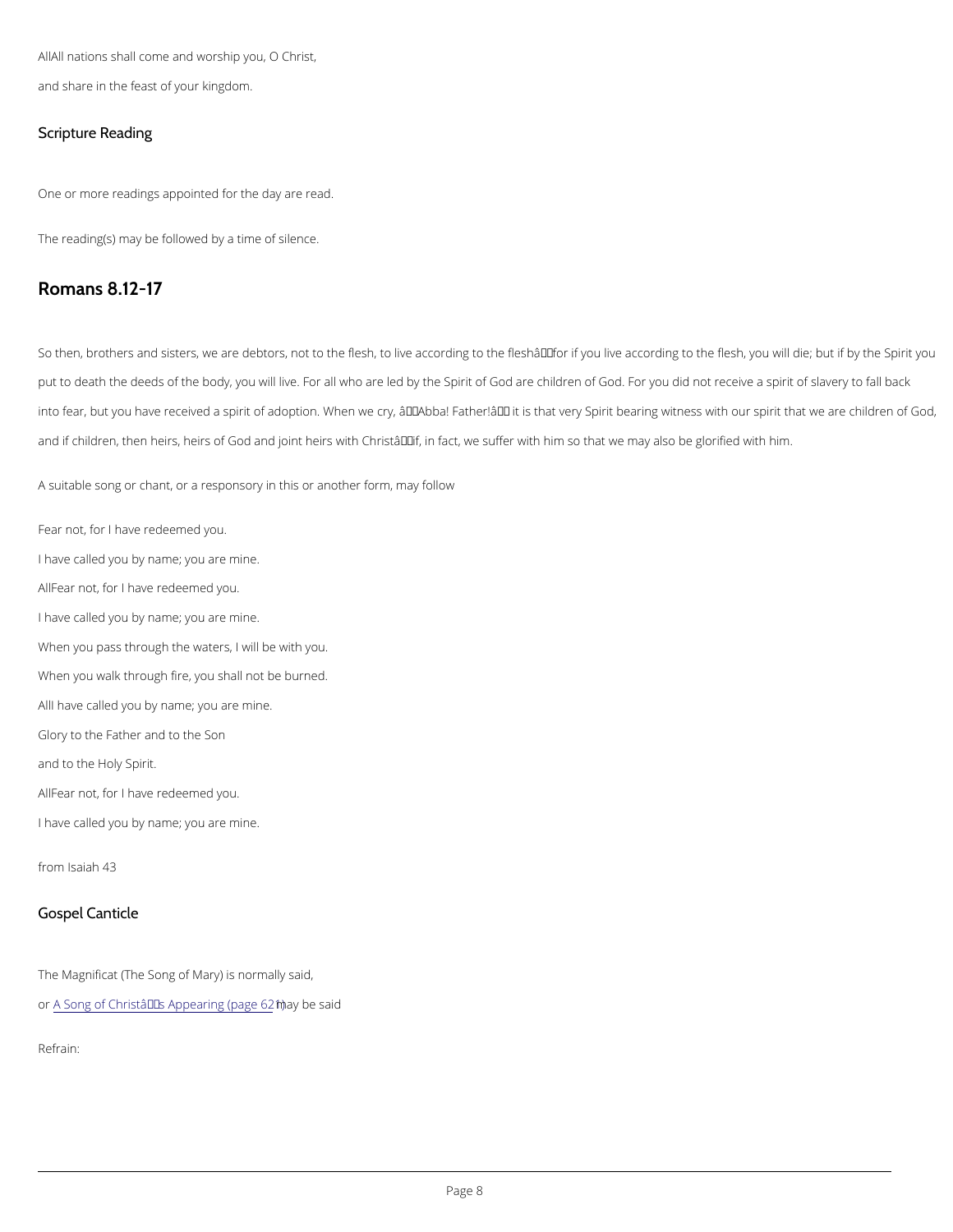AllAll nations shall come and worship you, O Christ,

and share in the feast of your kingdom.

## Scripture Reading

One or more readings appointed for the day are read.

The reading(s) may be followed by a time of silence.

# Romans 8.12-17

So then, brothers and sisters, we are debtors, not to the flesh, to live according to the fleshâ€”for if you live according to the flesh, you will die; but if by the Spirit you put to death the deeds of the body, you will live. For all who are led by the Spirit of God are children of God. For you did not receive a spirit of slavery to fall back into fear, but you have received a spirit of adoption. When we cry, â€˜Abba! Father!â€™ it is that very Spirit bearing witness with our spirit that we are children of God, and if children, then heirs, heirs of God and joint heirs with Christâ€”if, in fact, we suffer with him so that we may also be glorified with him.

A suitable song or chant, or a responsory in this or another form, may follow

Fear not, for I have redeemed you.

I have called you by name; you are mine.

AllFear not, for I have redeemed you.

I have called you by name; you are mine.

When you pass through the waters, I will be with you.

When you walk through fire, you shall not be burned.

AllI have called you by name; you are mine.

Glory to the Father and to the Son

and to the Holy Spirit.

AllFear not, for I have redeemed you.

I have called you by name; you are mine.

from Isaiah 43

## Gospel Canticle

The Magnificat (The Song of Mary) is normally said,

or A Song of Christâ€™s Appearing (page 62) may be said

Refrain: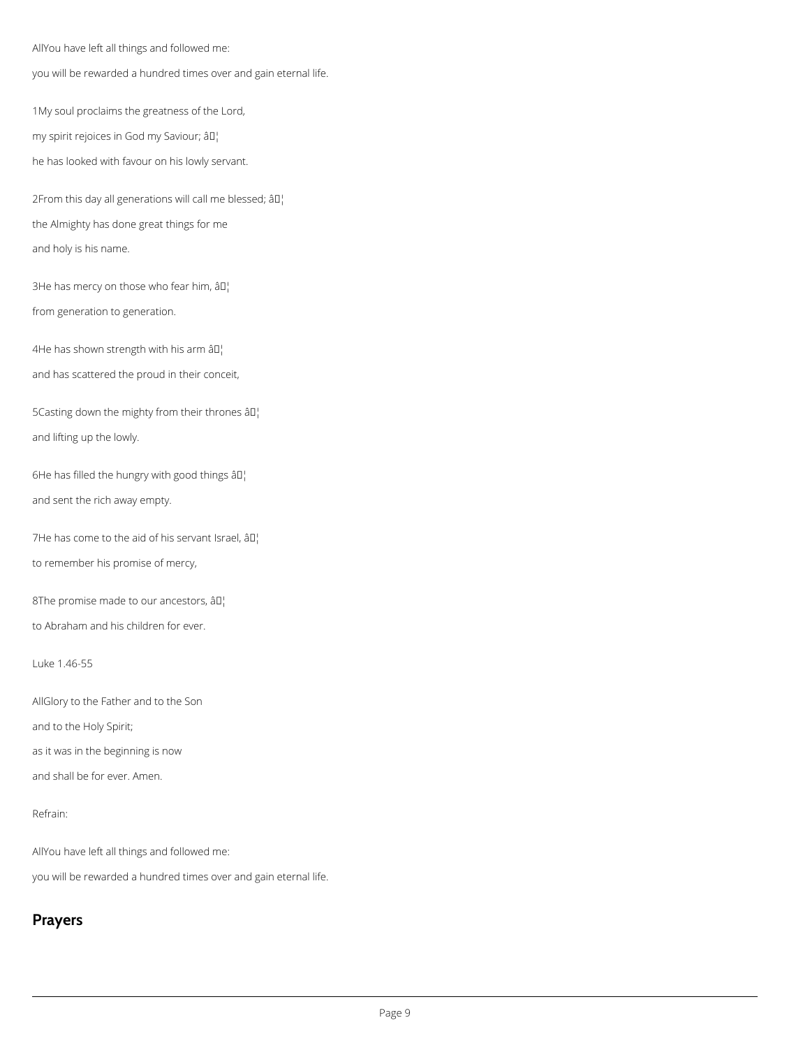AllYou have left all things and followed me:

you will be rewarded a hundred times over and gain eternal life.

1My soul proclaims the greatness of the Lord,

my spirit rejoices in God my Saviour; â¦

he has looked with favour on his lowly servant.

2From this day all generations will call me blessed; â¦

the Almighty has done great things for me

and holy is his name.

3He has mercy on those who fear him, â¦

from generation to generation.

4He has shown strength with his arm â¦

and has scattered the proud in their conceit,

5Casting down the mighty from their thrones â¦

and lifting up the lowly.

6He has filled the hungry with good things â¦

and sent the rich away empty.

7He has come to the aid of his servant Israel, â¦

to remember his promise of mercy,

8The promise made to our ancestors, â¦

to Abraham and his children for ever.

Luke 1.46-55

AllGlory to the Father and to the Son

and to the Holy Spirit;

as it was in the beginning is now

and shall be for ever. Amen.

Refrain:

AllYou have left all things and followed me:

you will be rewarded a hundred times over and gain eternal life.

## Prayers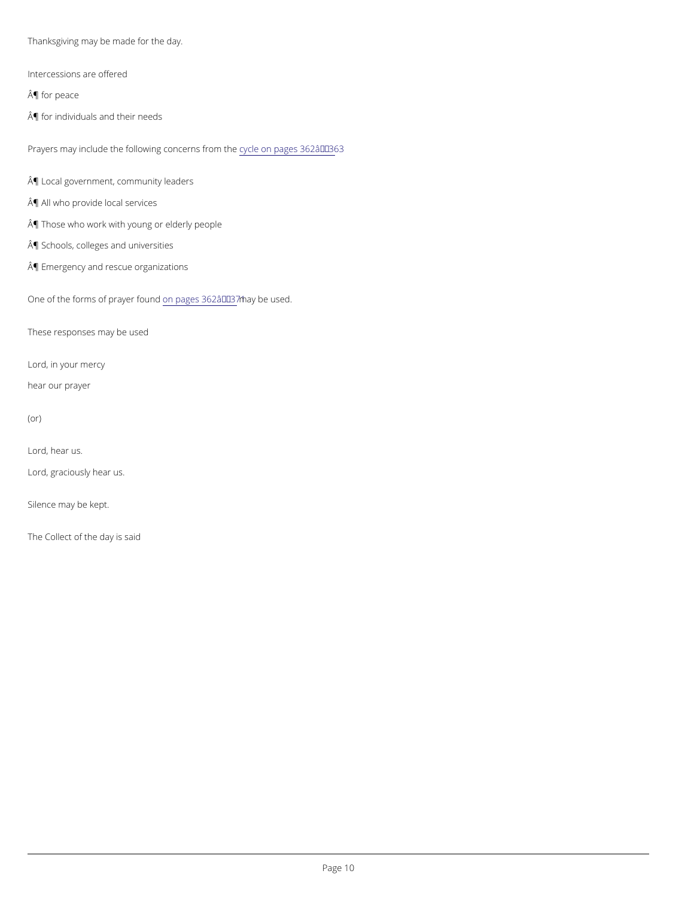Thanksgiving may be made for the day.

Intercessions are offered

Â¶ for peace

Â¶ for individuals and their needs

Prayers may include the following concerns from the cycle on pages 362â363

Â¶ Local government, community leaders

Â¶ All who provide local services

Â¶ Those who work with young or elderly people

Â¶ Schools, colleges and universities

Â¶ Emergency and rescue organizations

One of the forms of prayer found on pages 362â371 may be used.

These responses may be used

Lord, in your mercy

hear our prayer

(or)

Lord, hear us.

Lord, graciously hear us.

Silence may be kept.

The Collect of the day is said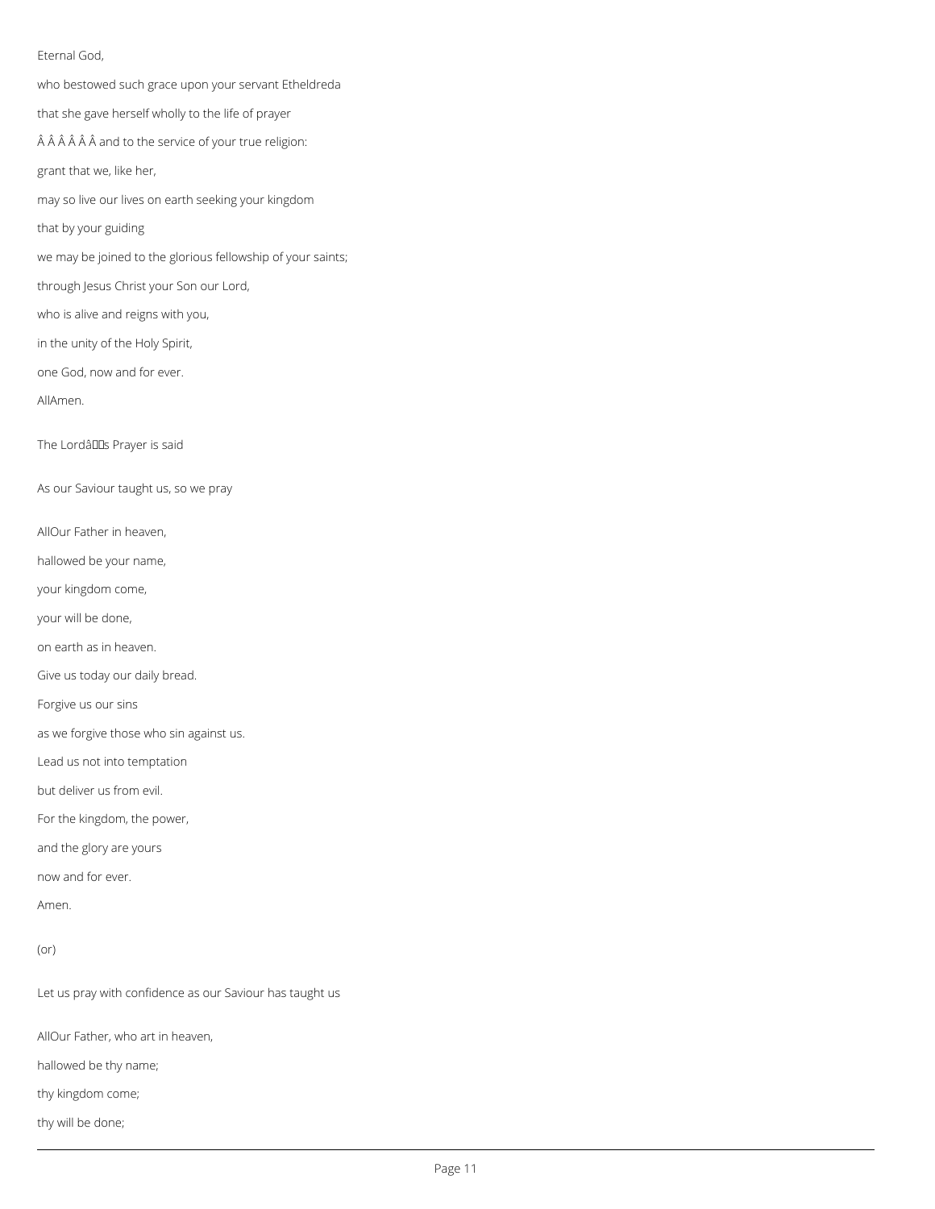Eternal God,

who bestowed such grace upon your servant Etheldreda

that she gave herself wholly to the life of prayer

Â Â Â Â Â Â and to the service of your true religion:

grant that we, like her,

may so live our lives on earth seeking your kingdom

that by your guiding

we may be joined to the glorious fellowship of your saints;

through Jesus Christ your Son our Lord,

who is alive and reigns with you,

in the unity of the Holy Spirit,

one God, now and for ever.

AllAmen.

The Lordâs Prayer is said

As our Saviour taught us, so we pray

AllOur Father in heaven,

hallowed be your name,

your kingdom come,

your will be done,

on earth as in heaven.

Give us today our daily bread.

Forgive us our sins

as we forgive those who sin against us.

Lead us not into temptation

but deliver us from evil.

For the kingdom, the power,

and the glory are yours

now and for ever.

Amen.

(or)

Let us pray with confidence as our Saviour has taught us

AllOur Father, who art in heaven,

hallowed be thy name;

thy kingdom come;

thy will be done;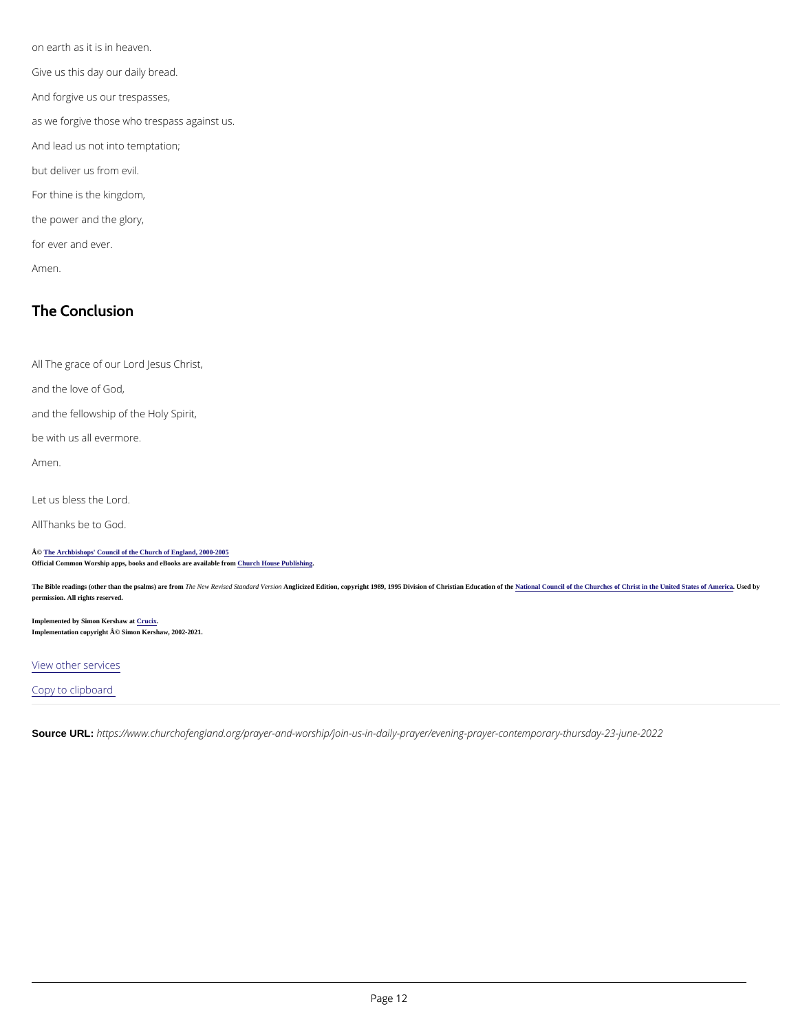on earth as it is in heaven.

Give us this day our daily bread.

And forgive us our trespasses,

as we forgive those who trespass against us.

And lead us not into temptation;

but deliver us from evil.

For thine is the kingdom,

the power and the glory,

for ever and ever.

Amen.

## The Conclusion

All The grace of our Lord Jesus Christ,

and the love of God,

and the fellowship of the Holy Spirit,

be with us all evermore.

Amen.

Let us bless the Lord.

AllThanks be to God.

Â© The Archbishops' Council of the Church of England, 2000-2005
**Official Common Worship apps, books and eBooks are available from Church House Publishing.**

**The Bible readings (other than the psalms) are from** *The New Revised Standard Version* **Anglicized Edition, copyright 1989, 1995 Division of Christian Education of the National Council of the Churches of Christ in the United States of America. Used by permission. All rights reserved.**

**Implemented by Simon Kershaw at Crucix.**
**Implementation copyright Â© Simon Kershaw, 2002-2021.**

View other services

Copy to clipboard

**Source URL:** *https://www.churchofengland.org/prayer-and-worship/join-us-in-daily-prayer/evening-prayer-contemporary-thursday-23-june-2022*